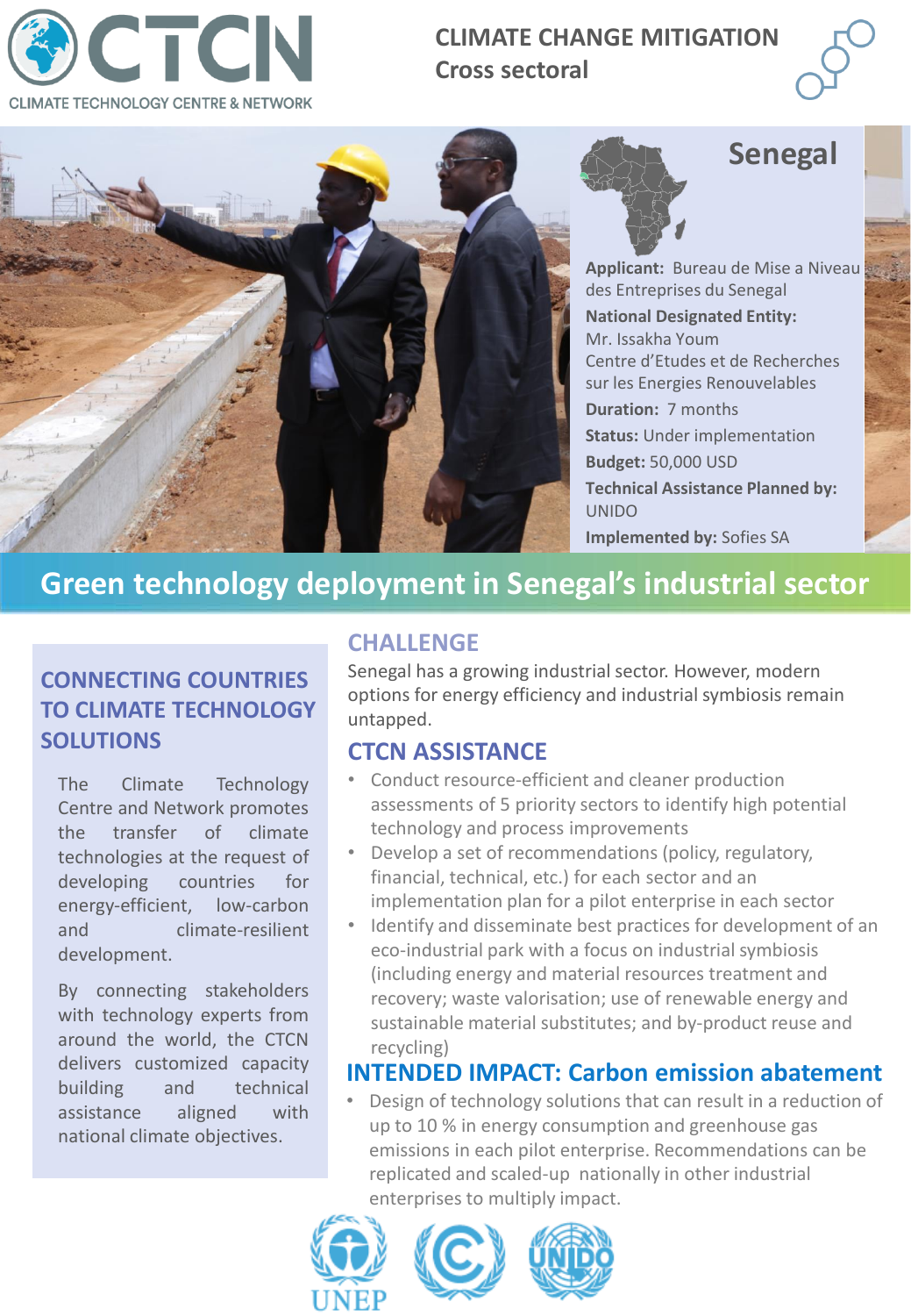CTCN
CLIMATE TECHNOLOGY CENTRE & NETWORK

**CLIMATE CHANGE MITIGATION**
**Cross sectoral**

## Senegal

**Applicant:** Bureau de Mise a Niveau des Entreprises du Senegal

**National Designated Entity:** Mr. Issakha Youm Centre d'Etudes et de Recherches sur les Energies Renouvelables

**Duration:** 7 months

**Status:** Under implementation

**Budget:** 50,000 USD

**Technical Assistance Planned by:** UNIDO

**Implemented by:** Sofies SA

# Green technology deployment in Senegal's industrial sector

## CONNECTING COUNTRIES TO CLIMATE TECHNOLOGY SOLUTIONS

The Climate Technology Centre and Network promotes the transfer of climate technologies at the request of developing countries for energy-efficient, low-carbon and climate-resilient development.

By connecting stakeholders with technology experts from around the world, the CTCN delivers customized capacity building and technical assistance aligned with national climate objectives.

## CHALLENGE

Senegal has a growing industrial sector. However, modern options for energy efficiency and industrial symbiosis remain untapped.

## CTCN ASSISTANCE

- Conduct resource-efficient and cleaner production assessments of 5 priority sectors to identify high potential technology and process improvements
- Develop a set of recommendations (policy, regulatory, financial, technical, etc.) for each sector and an implementation plan for a pilot enterprise in each sector
- Identify and disseminate best practices for development of an eco-industrial park with a focus on industrial symbiosis (including energy and material resources treatment and recovery; waste valorisation; use of renewable energy and sustainable material substitutes; and by-product reuse and recycling)

## INTENDED IMPACT: Carbon emission abatement

- Design of technology solutions that can result in a reduction of up to 10 % in energy consumption and greenhouse gas emissions in each pilot enterprise. Recommendations can be replicated and scaled-up nationally in other industrial enterprises to multiply impact.

UNEP UNIDO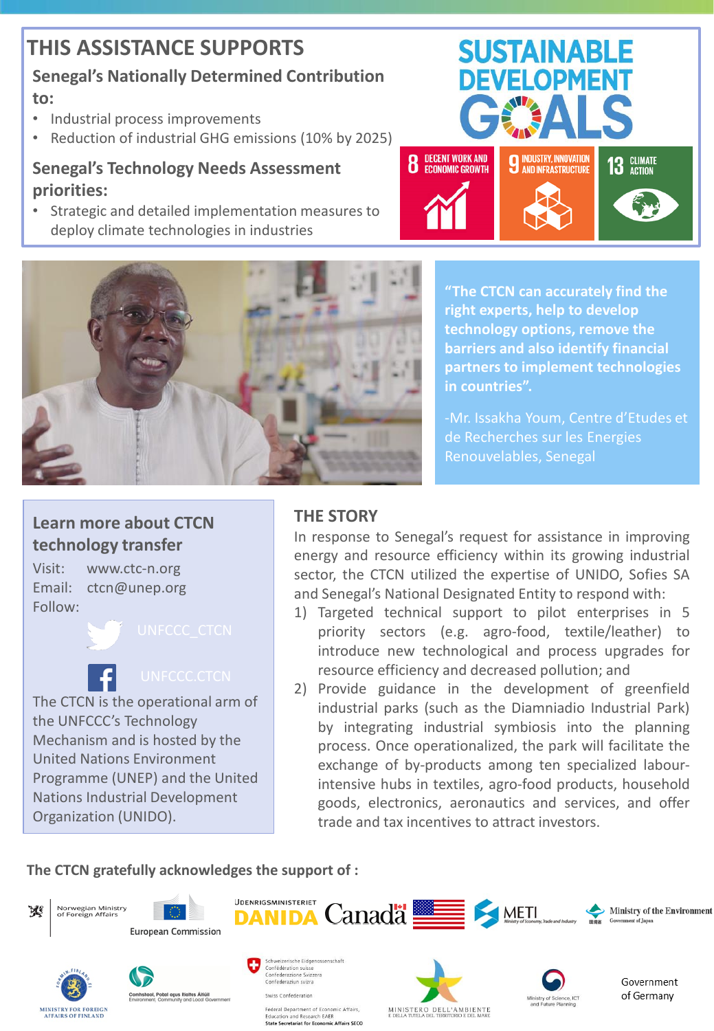## THIS ASSISTANCE SUPPORTS

### Senegal's Nationally Determined Contribution to:

- Industrial process improvements
- Reduction of industrial GHG emissions (10% by 2025)

### Senegal's Technology Needs Assessment priorities:

- Strategic and detailed implementation measures to deploy climate technologies in industries

SUSTAINABLE DEVELOPMENT GOALS

8 DECENT WORK AND ECONOMIC GROWTH

9 INDUSTRY, INNOVATION AND INFRASTRUCTURE

13 CLIMATE ACTION

**"The CTCN can accurately find the right experts, help to develop technology options, remove the barriers and also identify financial partners to implement technologies in countries".**

-Mr. Issakha Youm, Centre d'Etudes et de Recherches sur les Energies Renouvelables, Senegal

## THE STORY

In response to Senegal's request for assistance in improving energy and resource efficiency within its growing industrial sector, the CTCN utilized the expertise of UNIDO, Sofies SA and Senegal's National Designated Entity to respond with:

1) Targeted technical support to pilot enterprises in 5 priority sectors (e.g. agro-food, textile/leather) to introduce new technological and process upgrades for resource efficiency and decreased pollution; and
2) Provide guidance in the development of greenfield industrial parks (such as the Diamniadio Industrial Park) by integrating industrial symbiosis into the planning process. Once operationalized, the park will facilitate the exchange of by-products among ten specialized labour-intensive hubs in textiles, agro-food products, household goods, electronics, aeronautics and services, and offer trade and tax incentives to attract investors.

### Learn more about CTCN technology transfer

Visit: www.ctc-n.org
Email: ctcn@unep.org
Follow:

UNFCCC_CTCN

UNFCCC.CTCN

The CTCN is the operational arm of the UNFCCC's Technology Mechanism and is hosted by the United Nations Environment Programme (UNEP) and the United Nations Industrial Development Organization (UNIDO).

**The CTCN gratefully acknowledges the support of :**

Norwegian Ministry of Foreign Affairs; European Commission; Udenrigsministeriet DANIDA; Canada; METI Ministry of Economy, Trade and Industry; Ministry of the Environment Government of Japan; Ministry for Foreign Affairs of Finland; Comhshaol, Pobal agus Rialtas Áitiúil Environment, Community and Local Government; Schweizerische Eidgenossenschaft Confédération suisse Confederazione Svizzera Confederaziun svizra Swiss Confederation Federal Department of Economic Affairs, Education and Research EAER State Secretariat for Economic Affairs SECO; Ministero dell'Ambiente e della Tutela del Territorio e del Mare; Ministry of Science, ICT and Future Planning; Government of Germany